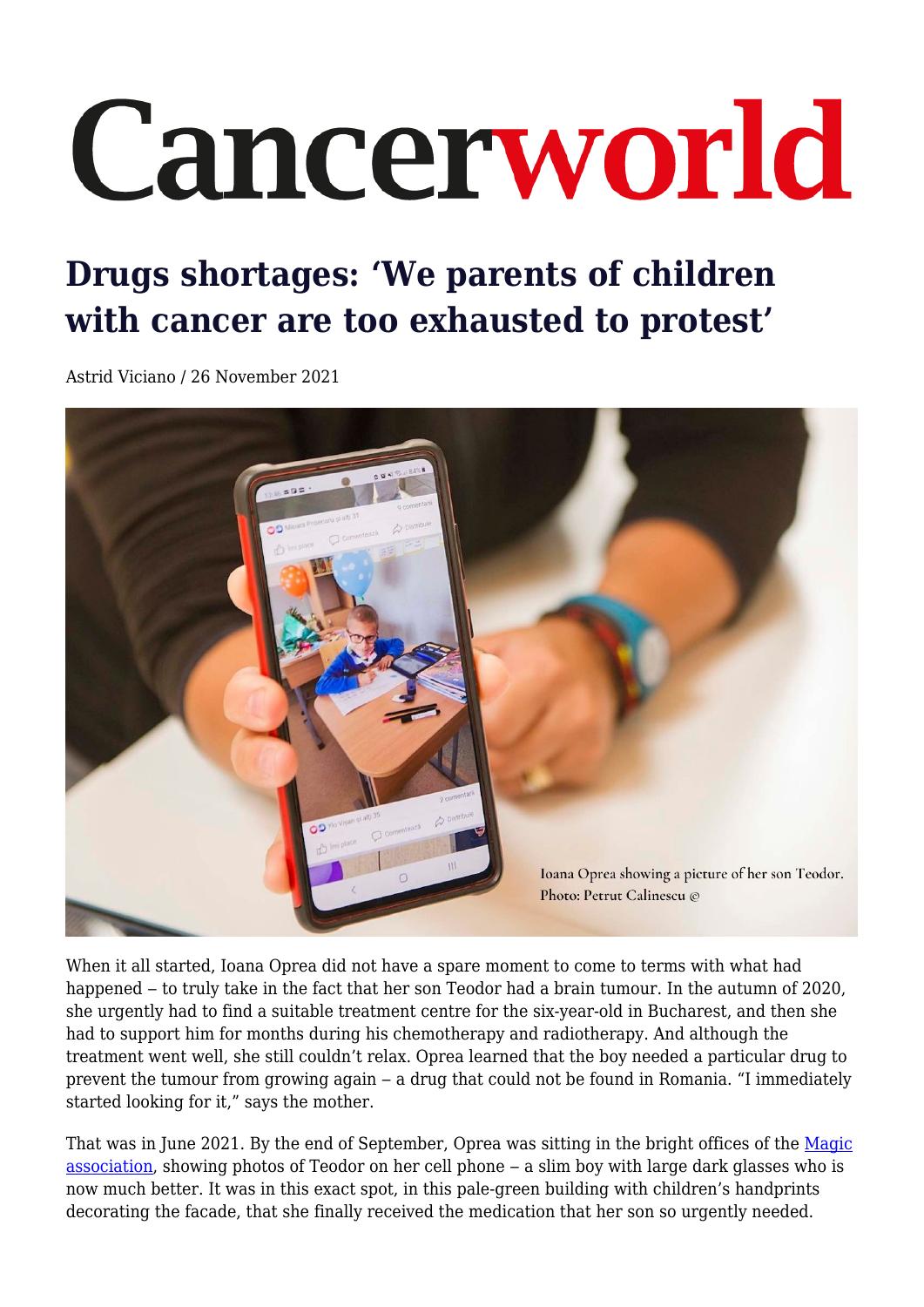# Cancerworld

## Drugs shortages: 'We parents of children with cancer are too exhausted to protest'

Astrid Viciano / 26 November 2021

Ioana Oprea showing a picture of her son Teodor. Photo: Petrut Calinescu ©

When it all started, Ioana Oprea did not have a spare moment to come to terms with what had happened – to truly take in the fact that her son Teodor had a brain tumour. In the autumn of 2020, she urgently had to find a suitable treatment centre for the six-year-old in Bucharest, and then she had to support him for months during his chemotherapy and radiotherapy. And although the treatment went well, she still couldn't relax. Oprea learned that the boy needed a particular drug to prevent the tumour from growing again – a drug that could not be found in Romania. "I immediately started looking for it," says the mother.

That was in June 2021. By the end of September, Oprea was sitting in the bright offices of the Magic association, showing photos of Teodor on her cell phone – a slim boy with large dark glasses who is now much better. It was in this exact spot, in this pale-green building with children's handprints decorating the facade, that she finally received the medication that her son so urgently needed.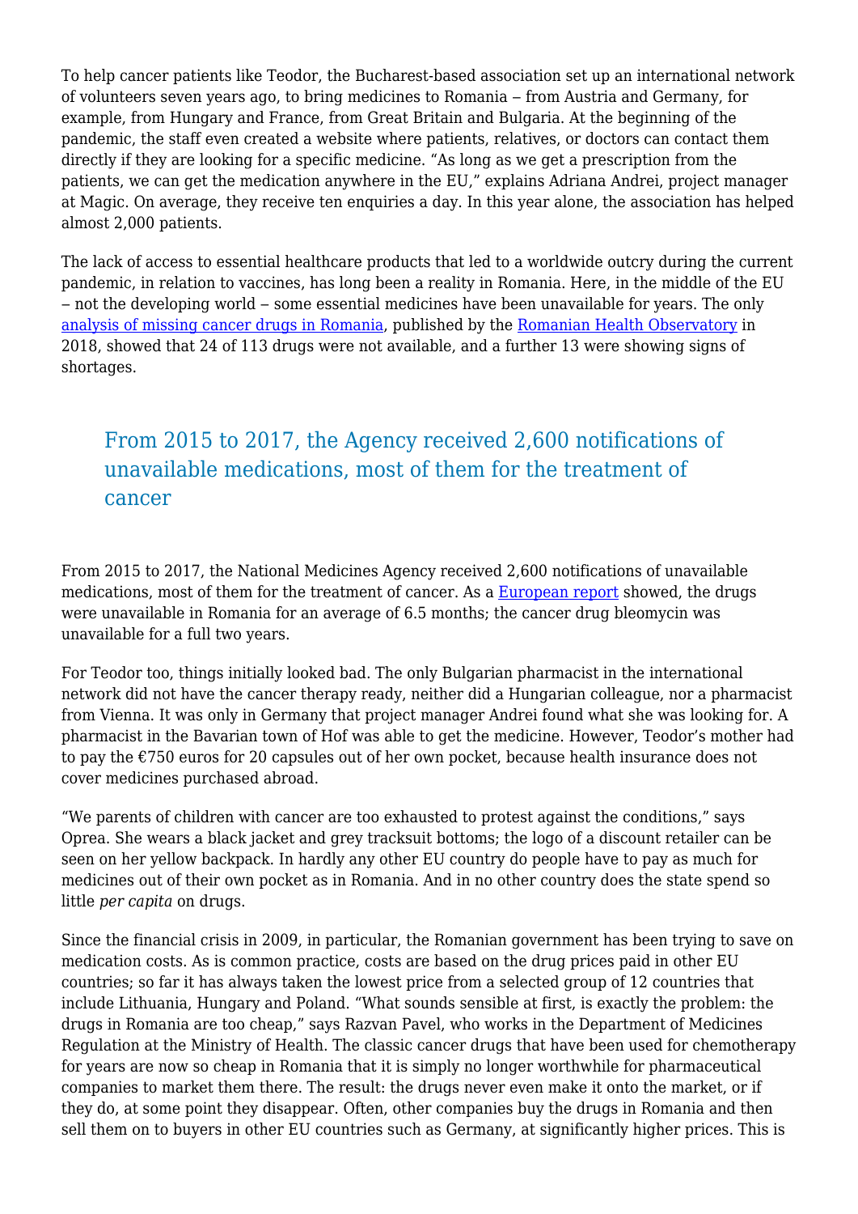To help cancer patients like Teodor, the Bucharest-based association set up an international network of volunteers seven years ago, to bring medicines to Romania – from Austria and Germany, for example, from Hungary and France, from Great Britain and Bulgaria. At the beginning of the pandemic, the staff even created a website where patients, relatives, or doctors can contact them directly if they are looking for a specific medicine. "As long as we get a prescription from the patients, we can get the medication anywhere in the EU," explains Adriana Andrei, project manager at Magic. On average, they receive ten enquiries a day. In this year alone, the association has helped almost 2,000 patients.

The lack of access to essential healthcare products that led to a worldwide outcry during the current pandemic, in relation to vaccines, has long been a reality in Romania. Here, in the middle of the EU – not the developing world – some essential medicines have been unavailable for years. The only [analysis of missing cancer drugs in Romania](), published by the [Romanian Health Observatory]() in 2018, showed that 24 of 113 drugs were not available, and a further 13 were showing signs of shortages.

> From 2015 to 2017, the Agency received 2,600 notifications of unavailable medications, most of them for the treatment of cancer

From 2015 to 2017, the National Medicines Agency received 2,600 notifications of unavailable medications, most of them for the treatment of cancer. As a [European report]() showed, the drugs were unavailable in Romania for an average of 6.5 months; the cancer drug bleomycin was unavailable for a full two years.

For Teodor too, things initially looked bad. The only Bulgarian pharmacist in the international network did not have the cancer therapy ready, neither did a Hungarian colleague, nor a pharmacist from Vienna. It was only in Germany that project manager Andrei found what she was looking for. A pharmacist in the Bavarian town of Hof was able to get the medicine. However, Teodor's mother had to pay the €750 euros for 20 capsules out of her own pocket, because health insurance does not cover medicines purchased abroad.

"We parents of children with cancer are too exhausted to protest against the conditions," says Oprea. She wears a black jacket and grey tracksuit bottoms; the logo of a discount retailer can be seen on her yellow backpack. In hardly any other EU country do people have to pay as much for medicines out of their own pocket as in Romania. And in no other country does the state spend so little *per capita* on drugs.

Since the financial crisis in 2009, in particular, the Romanian government has been trying to save on medication costs. As is common practice, costs are based on the drug prices paid in other EU countries; so far it has always taken the lowest price from a selected group of 12 countries that include Lithuania, Hungary and Poland. "What sounds sensible at first, is exactly the problem: the drugs in Romania are too cheap," says Razvan Pavel, who works in the Department of Medicines Regulation at the Ministry of Health. The classic cancer drugs that have been used for chemotherapy for years are now so cheap in Romania that it is simply no longer worthwhile for pharmaceutical companies to market them there. The result: the drugs never even make it onto the market, or if they do, at some point they disappear. Often, other companies buy the drugs in Romania and then sell them on to buyers in other EU countries such as Germany, at significantly higher prices. This is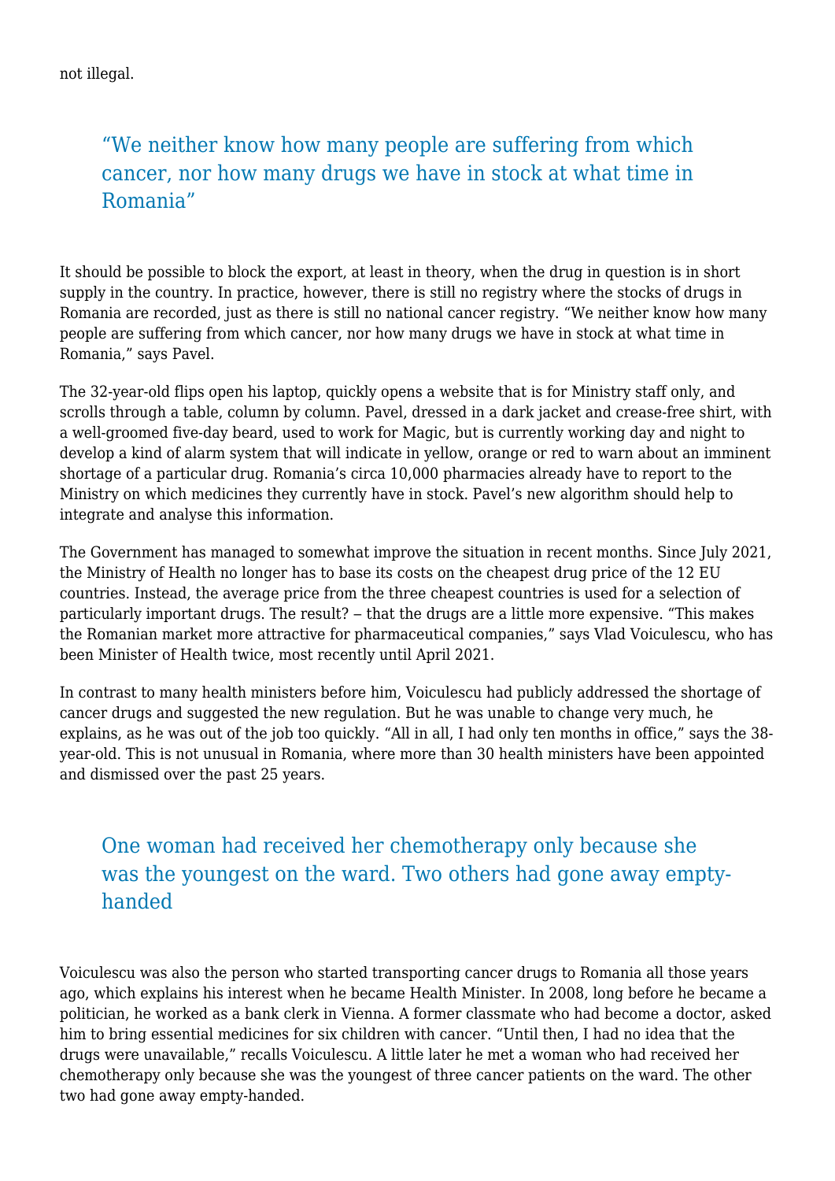not illegal.

> “We neither know how many people are suffering from which cancer, nor how many drugs we have in stock at what time in Romania”

It should be possible to block the export, at least in theory, when the drug in question is in short supply in the country. In practice, however, there is still no registry where the stocks of drugs in Romania are recorded, just as there is still no national cancer registry. “We neither know how many people are suffering from which cancer, nor how many drugs we have in stock at what time in Romania,” says Pavel.

The 32-year-old flips open his laptop, quickly opens a website that is for Ministry staff only, and scrolls through a table, column by column. Pavel, dressed in a dark jacket and crease-free shirt, with a well-groomed five-day beard, used to work for Magic, but is currently working day and night to develop a kind of alarm system that will indicate in yellow, orange or red to warn about an imminent shortage of a particular drug. Romania’s circa 10,000 pharmacies already have to report to the Ministry on which medicines they currently have in stock. Pavel’s new algorithm should help to integrate and analyse this information.

The Government has managed to somewhat improve the situation in recent months. Since July 2021, the Ministry of Health no longer has to base its costs on the cheapest drug price of the 12 EU countries. Instead, the average price from the three cheapest countries is used for a selection of particularly important drugs. The result? – that the drugs are a little more expensive. “This makes the Romanian market more attractive for pharmaceutical companies,” says Vlad Voiculescu, who has been Minister of Health twice, most recently until April 2021.

In contrast to many health ministers before him, Voiculescu had publicly addressed the shortage of cancer drugs and suggested the new regulation. But he was unable to change very much, he explains, as he was out of the job too quickly. “All in all, I had only ten months in office,” says the 38-year-old. This is not unusual in Romania, where more than 30 health ministers have been appointed and dismissed over the past 25 years.

> One woman had received her chemotherapy only because she was the youngest on the ward. Two others had gone away empty-handed

Voiculescu was also the person who started transporting cancer drugs to Romania all those years ago, which explains his interest when he became Health Minister. In 2008, long before he became a politician, he worked as a bank clerk in Vienna. A former classmate who had become a doctor, asked him to bring essential medicines for six children with cancer. “Until then, I had no idea that the drugs were unavailable,” recalls Voiculescu. A little later he met a woman who had received her chemotherapy only because she was the youngest of three cancer patients on the ward. The other two had gone away empty-handed.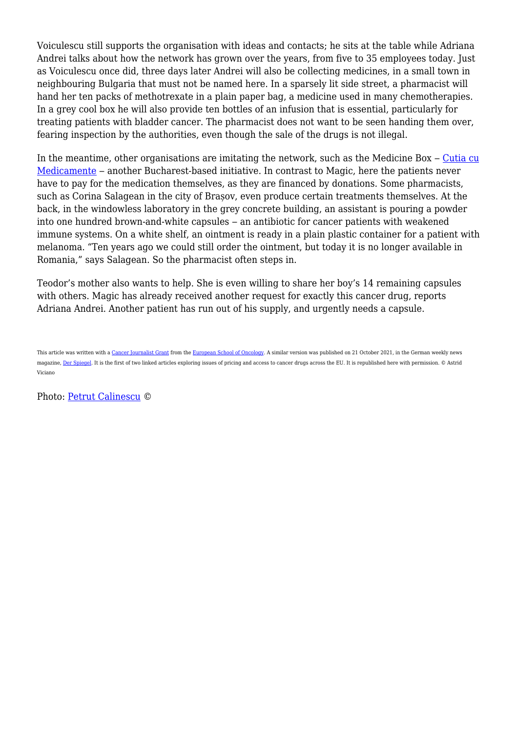Voiculescu still supports the organisation with ideas and contacts; he sits at the table while Adriana Andrei talks about how the network has grown over the years, from five to 35 employees today. Just as Voiculescu once did, three days later Andrei will also be collecting medicines, in a small town in neighbouring Bulgaria that must not be named here. In a sparsely lit side street, a pharmacist will hand her ten packs of methotrexate in a plain paper bag, a medicine used in many chemotherapies. In a grey cool box he will also provide ten bottles of an infusion that is essential, particularly for treating patients with bladder cancer. The pharmacist does not want to be seen handing them over, fearing inspection by the authorities, even though the sale of the drugs is not illegal.

In the meantime, other organisations are imitating the network, such as the Medicine Box – Cutia cu Medicamente – another Bucharest-based initiative. In contrast to Magic, here the patients never have to pay for the medication themselves, as they are financed by donations. Some pharmacists, such as Corina Salagean in the city of Brașov, even produce certain treatments themselves. At the back, in the windowless laboratory in the grey concrete building, an assistant is pouring a powder into one hundred brown-and-white capsules – an antibiotic for cancer patients with weakened immune systems. On a white shelf, an ointment is ready in a plain plastic container for a patient with melanoma. "Ten years ago we could still order the ointment, but today it is no longer available in Romania," says Salagean. So the pharmacist often steps in.

Teodor's mother also wants to help. She is even willing to share her boy's 14 remaining capsules with others. Magic has already received another request for exactly this cancer drug, reports Adriana Andrei. Another patient has run out of his supply, and urgently needs a capsule.

This article was written with a Cancer Journalist Grant from the European School of Oncology. A similar version was published on 21 October 2021, in the German weekly news magazine, Der Spiegel. It is the first of two linked articles exploring issues of pricing and access to cancer drugs across the EU. It is republished here with permission. © Astrid Viciano

Photo: Petrut Calinescu ©